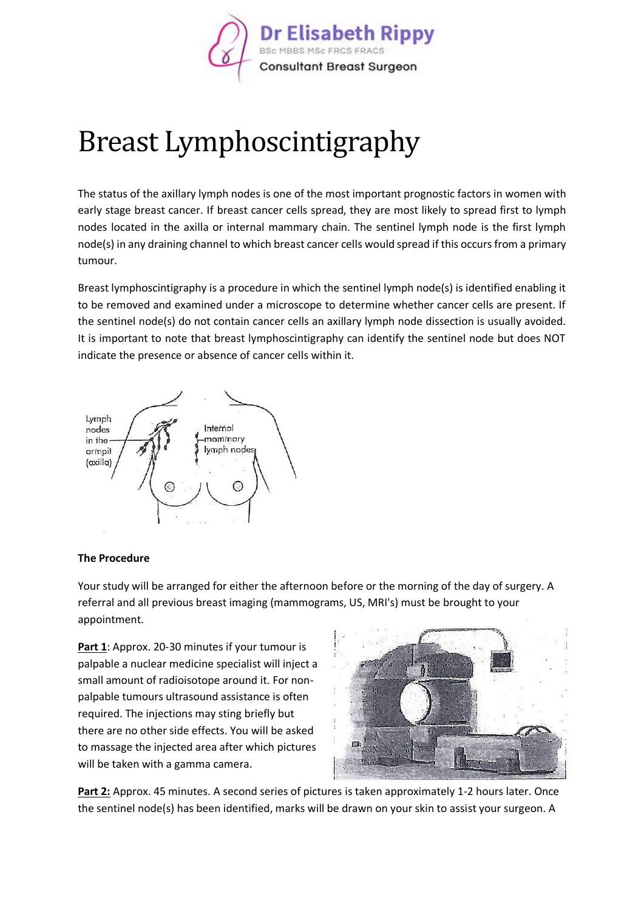Dr Elisabeth Rippy
BSc MBBS MSc FRCS FRACS
Consultant Breast Surgeon

# Breast Lymphoscintigraphy

The status of the axillary lymph nodes is one of the most important prognostic factors in women with early stage breast cancer. If breast cancer cells spread, they are most likely to spread first to lymph nodes located in the axilla or internal mammary chain. The sentinel lymph node is the first lymph node(s) in any draining channel to which breast cancer cells would spread if this occurs from a primary tumour.

Breast lymphoscintigraphy is a procedure in which the sentinel lymph node(s) is identified enabling it to be removed and examined under a microscope to determine whether cancer cells are present. If the sentinel node(s) do not contain cancer cells an axillary lymph node dissection is usually avoided. It is important to note that breast lymphoscintigraphy can identify the sentinel node but does NOT indicate the presence or absence of cancer cells within it.

Lymph nodes in the armpit (axilla)

Internal mammary lymph nodes

**The Procedure**

Your study will be arranged for either the afternoon before or the morning of the day of surgery. A referral and all previous breast imaging (mammograms, US, MRI's) must be brought to your appointment.

**Part 1**: Approx. 20-30 minutes if your tumour is palpable a nuclear medicine specialist will inject a small amount of radioisotope around it. For non-palpable tumours ultrasound assistance is often required. The injections may sting briefly but there are no other side effects. You will be asked to massage the injected area after which pictures will be taken with a gamma camera.

**Part 2:** Approx. 45 minutes. A second series of pictures is taken approximately 1-2 hours later. Once the sentinel node(s) has been identified, marks will be drawn on your skin to assist your surgeon. A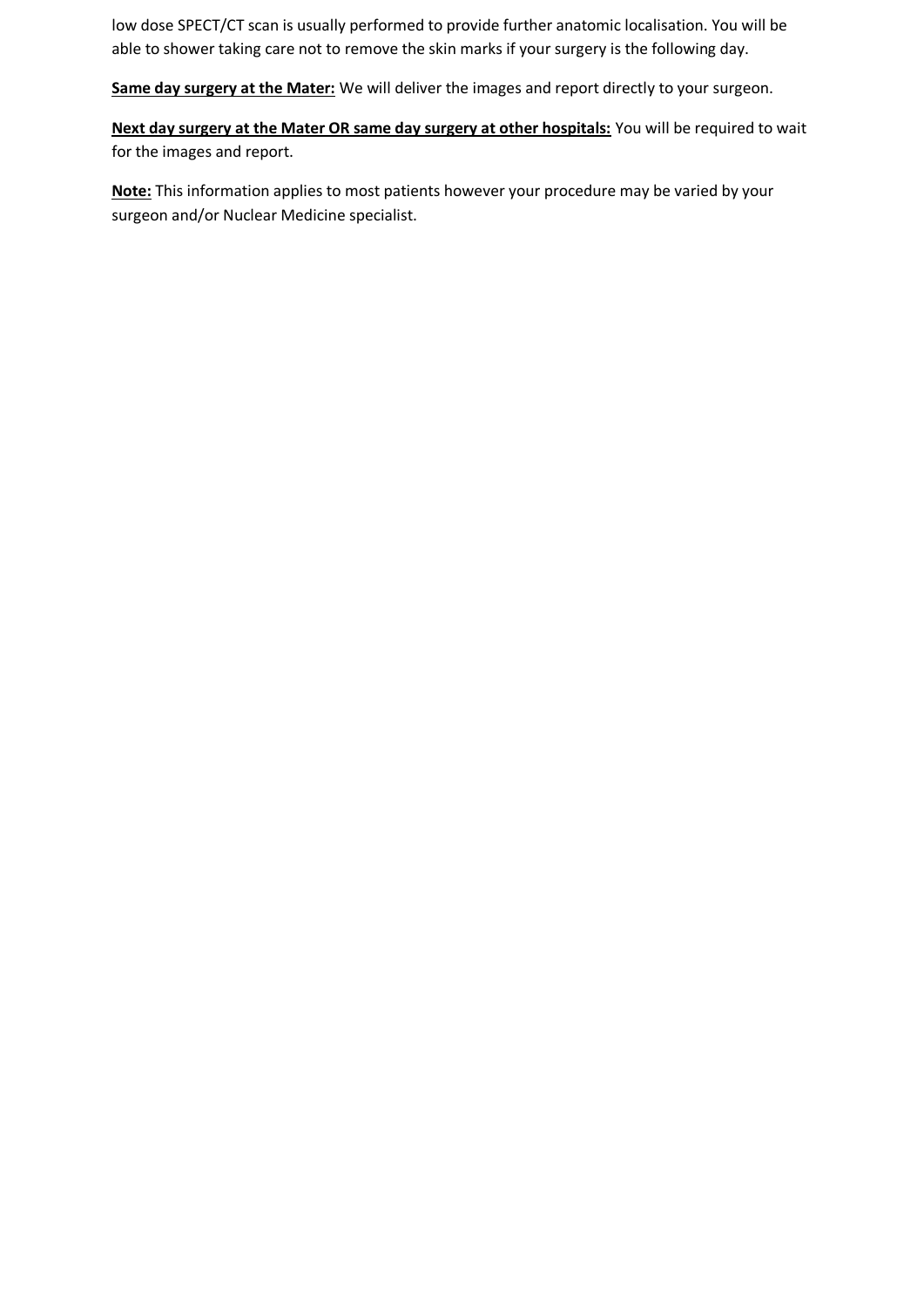low dose SPECT/CT scan is usually performed to provide further anatomic localisation. You will be able to shower taking care not to remove the skin marks if your surgery is the following day.

**Same day surgery at the Mater:** We will deliver the images and report directly to your surgeon.

**Next day surgery at the Mater OR same day surgery at other hospitals:** You will be required to wait for the images and report.

**Note:** This information applies to most patients however your procedure may be varied by your surgeon and/or Nuclear Medicine specialist.